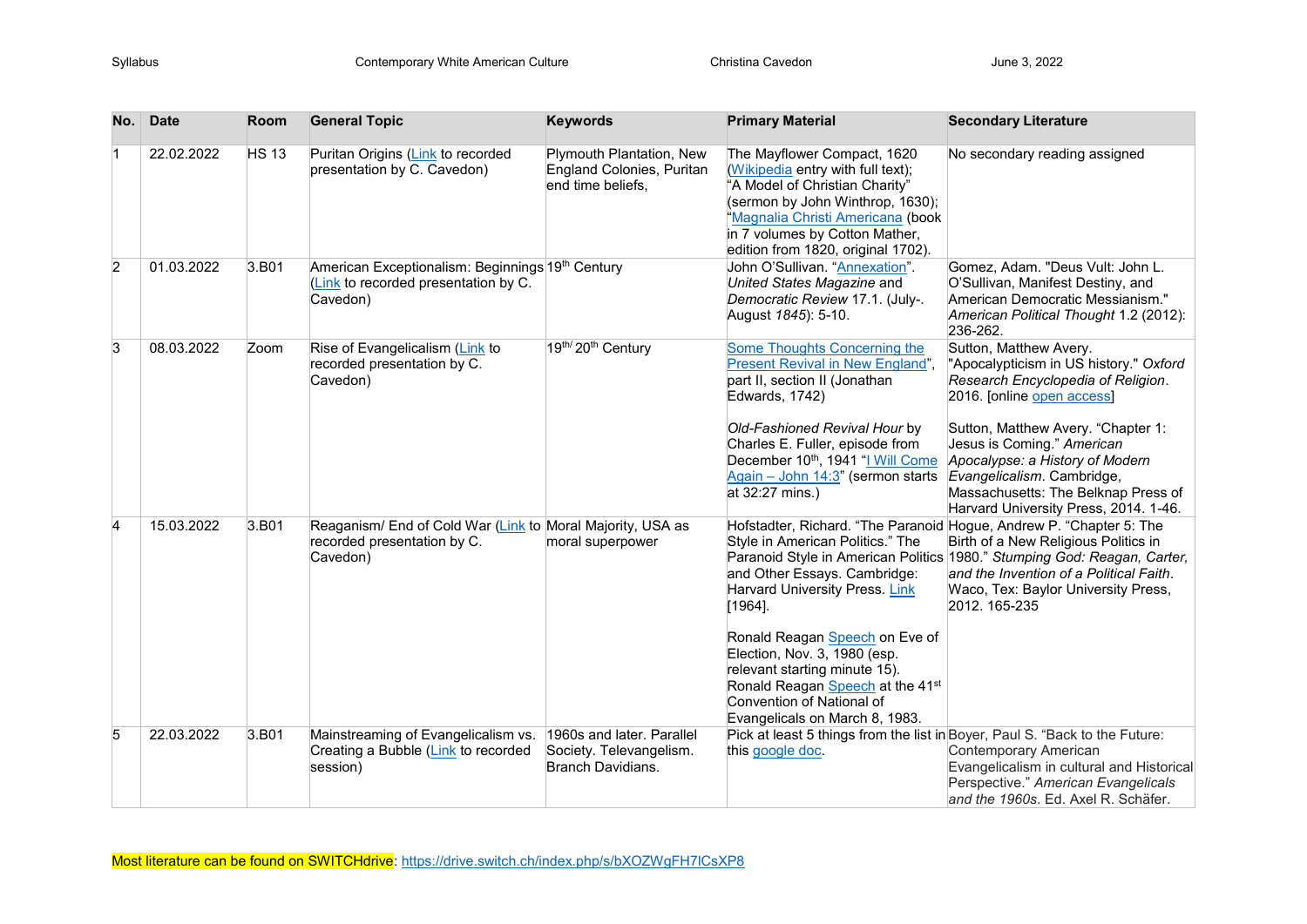| No. | Date | Room | General Topic | Keywords | Primary Material | Secondary Literature |
|---|---|---|---|---|---|---|
| 1 | 22.02.2022 | HS 13 | Puritan Origins (Link to recorded presentation by C. Cavedon) | Plymouth Plantation, New England Colonies, Puritan end time beliefs, | The Mayflower Compact, 1620 (Wikipedia entry with full text); "A Model of Christian Charity" (sermon by John Winthrop, 1630); "Magnalia Christi Americana (book in 7 volumes by Cotton Mather, edition from 1820, original 1702). | No secondary reading assigned |
| 2 | 01.03.2022 | 3.B01 | American Exceptionalism: Beginnings (Link to recorded presentation by C. Cavedon) | 19th Century | John O'Sullivan. "Annexation". *United States Magazine* and *Democratic Review* 17.1. (July-. August *1845*): 5-10. | Gomez, Adam. "Deus Vult: John L. O'Sullivan, Manifest Destiny, and American Democratic Messianism." *American Political Thought* 1.2 (2012): 236-262. |
| 3 | 08.03.2022 | Zoom | Rise of Evangelicalism (Link to recorded presentation by C. Cavedon) | 19th/ 20th Century | Some Thoughts Concerning the Present Revival in New England", part II, section II (Jonathan Edwards, 1742)<br><br>*Old-Fashioned Revival Hour* by Charles E. Fuller, episode from December 10th, 1941 "I Will Come Again – John 14:3" (sermon starts at 32:27 mins.) | Sutton, Matthew Avery. "Apocalypticism in US history." *Oxford Research Encyclopedia of Religion*. 2016. [online open access]<br><br>Sutton, Matthew Avery. "Chapter 1: Jesus is Coming." *American Apocalypse: a History of Modern Evangelicalism*. Cambridge, Massachusetts: The Belknap Press of Harvard University Press, 2014. 1-46. |
| 4 | 15.03.2022 | 3.B01 | Reaganism/ End of Cold War (Link to recorded presentation by C. Cavedon) | Moral Majority, USA as moral superpower | Hofstadter, Richard. "The Paranoid Style in American Politics." The Paranoid Style in American Politics and Other Essays. Cambridge: Harvard University Press. Link [1964].<br><br>Ronald Reagan Speech on Eve of Election, Nov. 3, 1980 (esp. relevant starting minute 15). Ronald Reagan Speech at the 41st Convention of National of Evangelicals on March 8, 1983. | Hogue, Andrew P. "Chapter 5: The Birth of a New Religious Politics in 1980." *Stumping God: Reagan, Carter, and the Invention of a Political Faith*. Waco, Tex: Baylor University Press, 2012. 165-235 |
| 5 | 22.03.2022 | 3.B01 | Mainstreaming of Evangelicalism vs. Creating a Bubble (Link to recorded session) | 1960s and later. Parallel Society. Televangelism. Branch Davidians. | Pick at least 5 things from the list in this google doc. | Boyer, Paul S. "Back to the Future: Contemporary American Evangelicalism in cultural and Historical Perspective." *American Evangelicals and the 1960s*. Ed. Axel R. Schäfer. |

Most literature can be found on SWITCHdrive: https://drive.switch.ch/index.php/s/bXOZWgFH7lCsXP8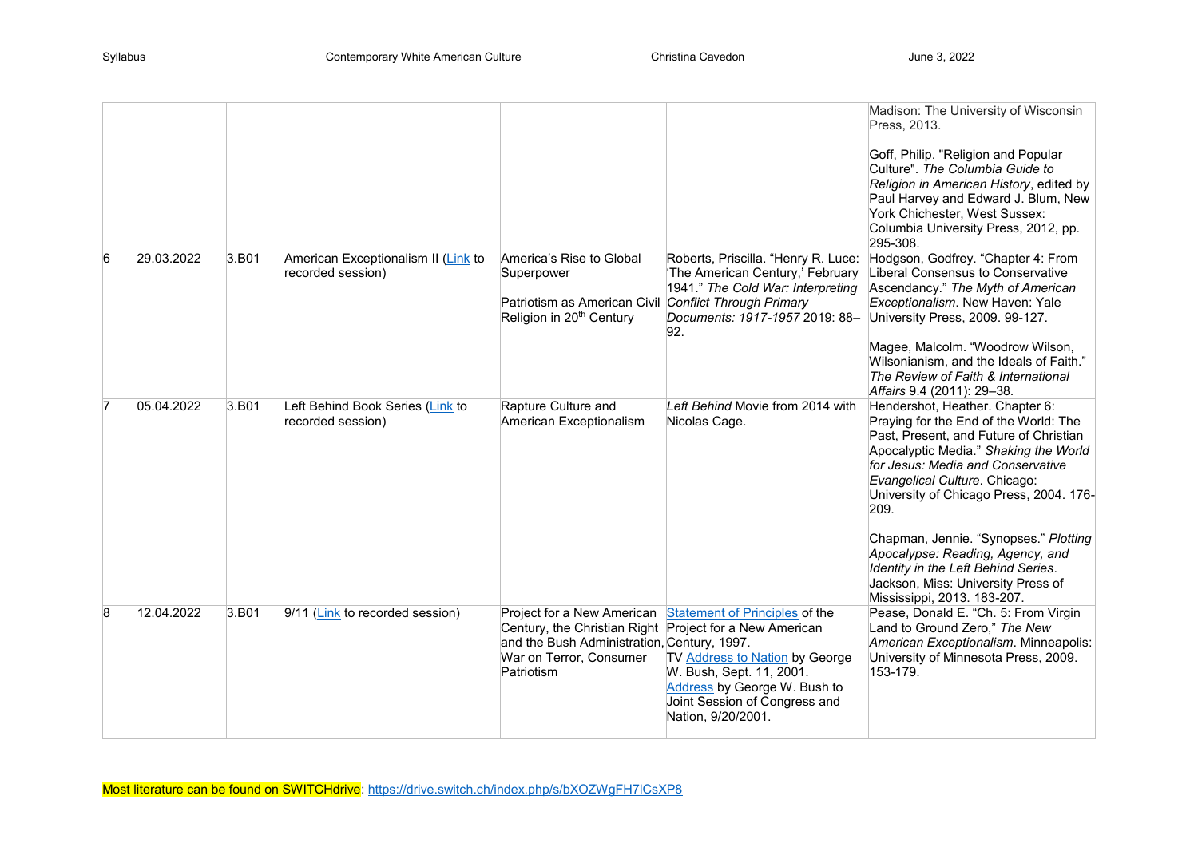| | | | | | | |
|---|---|---|---|---|---|---|
| | | | | | | Madison: The University of Wisconsin Press, 2013.<br><br>Goff, Philip. "Religion and Popular Culture". *The Columbia Guide to Religion in American History*, edited by Paul Harvey and Edward J. Blum, New York Chichester, West Sussex: Columbia University Press, 2012, pp. 295-308. |
| 6 | 29.03.2022 | 3.B01 | American Exceptionalism II (Link to recorded session) | America's Rise to Global Superpower<br><br>Patriotism as American Civil Religion in 20th Century | Roberts, Priscilla. "Henry R. Luce: 'The American Century,' February 1941." *The Cold War: Interpreting Conflict Through Primary Documents: 1917-1957* 2019: 88–92. | Hodgson, Godfrey. "Chapter 4: From Liberal Consensus to Conservative Ascendancy." *The Myth of American Exceptionalism*. New Haven: Yale University Press, 2009. 99-127.<br><br>Magee, Malcolm. "Woodrow Wilson, Wilsonianism, and the Ideals of Faith." *The Review of Faith & International Affairs* 9.4 (2011): 29–38. |
| 7 | 05.04.2022 | 3.B01 | Left Behind Book Series (Link to recorded session) | Rapture Culture and American Exceptionalism | *Left Behind* Movie from 2014 with Nicolas Cage. | Hendershot, Heather. Chapter 6: Praying for the End of the World: The Past, Present, and Future of Christian Apocalyptic Media." *Shaking the World for Jesus: Media and Conservative Evangelical Culture*. Chicago: University of Chicago Press, 2004. 176-209.<br><br>Chapman, Jennie. "Synopses." *Plotting Apocalypse: Reading, Agency, and Identity in the Left Behind Series*. Jackson, Miss: University Press of Mississippi, 2013. 183-207. |
| 8 | 12.04.2022 | 3.B01 | 9/11 (Link to recorded session) | Project for a New American Century, the Christian Right and the Bush Administration, War on Terror, Consumer Patriotism | Statement of Principles of the Project for a New American Century, 1997.<br>TV Address to Nation by George W. Bush, Sept. 11, 2001.<br>Address by George W. Bush to Joint Session of Congress and Nation, 9/20/2001. | Pease, Donald E. "Ch. 5: From Virgin Land to Ground Zero," *The New American Exceptionalism*. Minneapolis: University of Minnesota Press, 2009. 153-179. |

Most literature can be found on SWITCHdrive: https://drive.switch.ch/index.php/s/bXOZWgFH7lCsXP8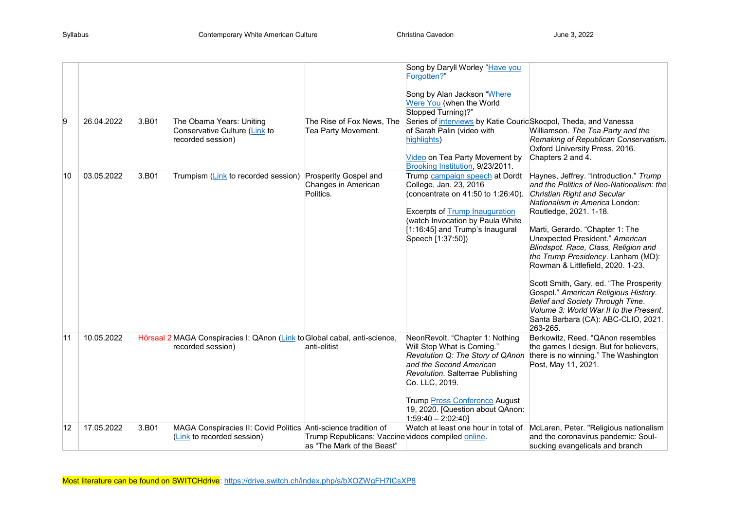| | | | | | | |
|---|---|---|---|---|---|---|
| | | | | | Song by Daryll Worley "Have you Forgotten?"<br><br>Song by Alan Jackson "Where Were You (when the World Stopped Turning)?" | |
| 9 | 26.04.2022 | 3.B01 | The Obama Years: Uniting Conservative Culture (Link to recorded session) | The Rise of Fox News, The Tea Party Movement. | Series of interviews by Katie Couric of Sarah Palin (video with highlights)<br><br>Video on Tea Party Movement by Brooking Institution, 9/23/2011. | Skocpol, Theda, and Vanessa Williamson. *The Tea Party and the Remaking of Republican Conservatism*. Oxford University Press, 2016. Chapters 2 and 4. |
| 10 | 03.05.2022 | 3.B01 | Trumpism (Link to recorded session) | Prosperity Gospel and Changes in American Politics. | Trump campaign speech at Dordt College, Jan. 23, 2016 (concentrate on 41:50 to 1:26:40).<br><br>Excerpts of Trump Inauguration (watch Invocation by Paula White [1:16:45] and Trump's Inaugural Speech [1:37:50]) | Haynes, Jeffrey. "Introduction." *Trump and the Politics of Neo-Nationalism: the Christian Right and Secular Nationalism in America* London: Routledge, 2021. 1-18.<br><br>Marti, Gerardo. "Chapter 1: The Unexpected President." *American Blindspot. Race, Class, Religion and the Trump Presidency*. Lanham (MD): Rowman & Littlefield, 2020. 1-23.<br><br>Scott Smith, Gary, ed. "The Prosperity Gospel." *American Religious History. Belief and Society Through Time. Volume 3: World War II to the Present*. Santa Barbara (CA): ABC-CLIO, 2021. 263-265. |
| 11 | 10.05.2022 | Hörsaal 2 | MAGA Conspiracies I: QAnon (Link to recorded session) | Global cabal, anti-science, anti-elitist | NeonRevolt. "Chapter 1: Nothing Will Stop What is Coming." *Revolution Q: The Story of QAnon and the Second American Revolution*. Salterrae Publishing Co. LLC, 2019.<br><br>Trump Press Conference August 19, 2020. [Question about QAnon: 1:59:40 – 2:02:40] | Berkowitz, Reed. "QAnon resembles the games I design. But for believers, there is no winning." The Washington Post, May 11, 2021. |
| 12 | 17.05.2022 | 3.B01 | MAGA Conspiracies II: Covid Politics (Link to recorded session) | Anti-science tradition of Trump Republicans; Vaccine as "The Mark of the Beast" | Watch at least one hour in total of videos compiled online. | McLaren, Peter. "Religious nationalism and the coronavirus pandemic: Soul-sucking evangelicals and branch |

Most literature can be found on SWITCHdrive: https://drive.switch.ch/index.php/s/bXOZWgFH7lCsXP8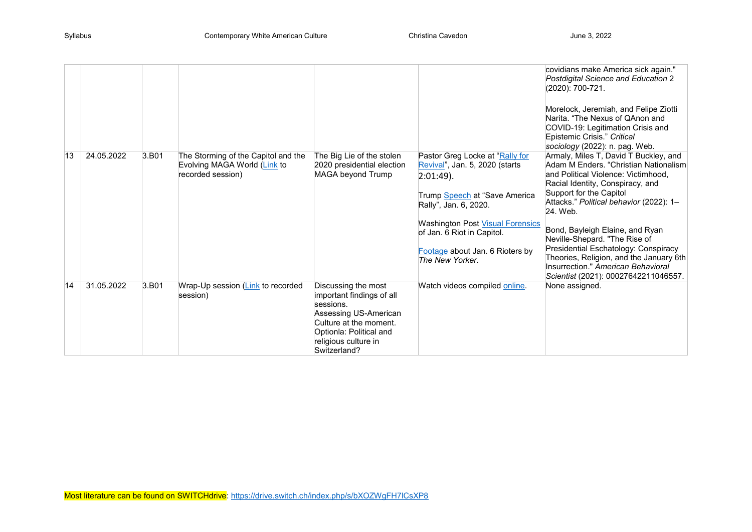| | | | | | | |
|---|---|---|---|---|---|---|
| | | | | | | covidians make America sick again." *Postdigital Science and Education* 2 (2020): 700-721.<br><br>Morelock, Jeremiah, and Felipe Ziotti Narita. "The Nexus of QAnon and COVID-19: Legitimation Crisis and Epistemic Crisis." *Critical sociology* (2022): n. pag. Web. |
| 13 | 24.05.2022 | 3.B01 | The Storming of the Capitol and the Evolving MAGA World (Link to recorded session) | The Big Lie of the stolen 2020 presidential election<br>MAGA beyond Trump | Pastor Greg Locke at "Rally for Revival", Jan. 5, 2020 (starts 2:01:49).<br><br>Trump Speech at "Save America Rally", Jan. 6, 2020.<br><br>Washington Post Visual Forensics of Jan. 6 Riot in Capitol.<br><br>Footage about Jan. 6 Rioters by *The New Yorker*. | Armaly, Miles T, David T Buckley, and Adam M Enders. "Christian Nationalism and Political Violence: Victimhood, Racial Identity, Conspiracy, and Support for the Capitol Attacks." *Political behavior* (2022): 1–24. Web.<br><br>Bond, Bayleigh Elaine, and Ryan Neville-Shepard. "The Rise of Presidential Eschatology: Conspiracy Theories, Religion, and the January 6th Insurrection." *American Behavioral Scientist* (2021): 00027642211046557. |
| 14 | 31.05.2022 | 3.B01 | Wrap-Up session (Link to recorded session) | Discussing the most important findings of all sessions.<br>Assessing US-American Culture at the moment.<br>Optionla: Political and religious culture in Switzerland? | Watch videos compiled online. | None assigned. |

Most literature can be found on SWITCHdrive: https://drive.switch.ch/index.php/s/bXOZWgFH7lCsXP8